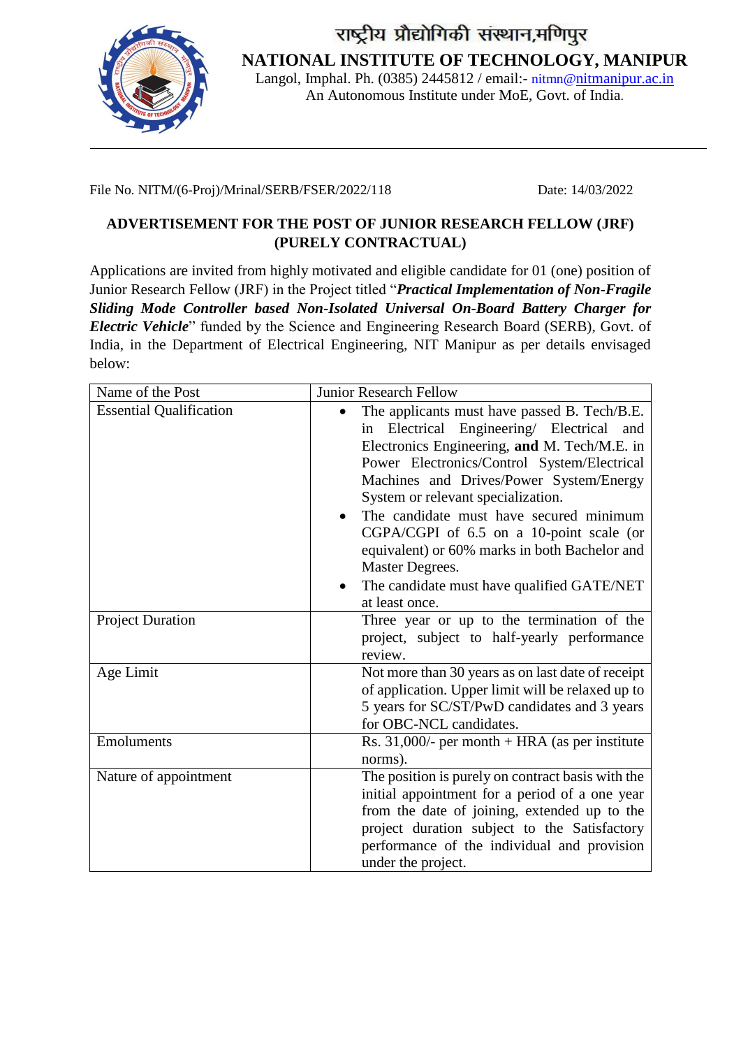# राष्ट्रीय प्रौद्योगिकी संस्थान,मणिपुर

## NATIONAL INSTITUTE OF TECHNOLOGY, MANIPUR

Langol, Imphal. Ph. (0385) 2445812 / email:- nitmn@nitmanipur.ac.in
An Autonomous Institute under MoE, Govt. of India.

File No. NITM/(6-Proj)/Mrinal/SERB/FSER/2022/118 Date: 14/03/2022

**ADVERTISEMENT FOR THE POST OF JUNIOR RESEARCH FELLOW (JRF) (PURELY CONTRACTUAL)**

Applications are invited from highly motivated and eligible candidate for 01 (one) position of Junior Research Fellow (JRF) in the Project titled "***Practical Implementation of Non-Fragile Sliding Mode Controller based Non-Isolated Universal On-Board Battery Charger for Electric Vehicle***" funded by the Science and Engineering Research Board (SERB), Govt. of India, in the Department of Electrical Engineering, NIT Manipur as per details envisaged below:

| Name of the Post | Junior Research Fellow |
|---|---|
| Essential Qualification | • The applicants must have passed B. Tech/B.E. in Electrical Engineering/ Electrical and Electronics Engineering, **and** M. Tech/M.E. in Power Electronics/Control System/Electrical Machines and Drives/Power System/Energy System or relevant specialization.<br>• The candidate must have secured minimum CGPA/CGPI of 6.5 on a 10-point scale (or equivalent) or 60% marks in both Bachelor and Master Degrees.<br>• The candidate must have qualified GATE/NET at least once. |
| Project Duration | Three year or up to the termination of the project, subject to half-yearly performance review. |
| Age Limit | Not more than 30 years as on last date of receipt of application. Upper limit will be relaxed up to 5 years for SC/ST/PwD candidates and 3 years for OBC-NCL candidates. |
| Emoluments | Rs. 31,000/- per month + HRA (as per institute norms). |
| Nature of appointment | The position is purely on contract basis with the initial appointment for a period of a one year from the date of joining, extended up to the project duration subject to the Satisfactory performance of the individual and provision under the project. |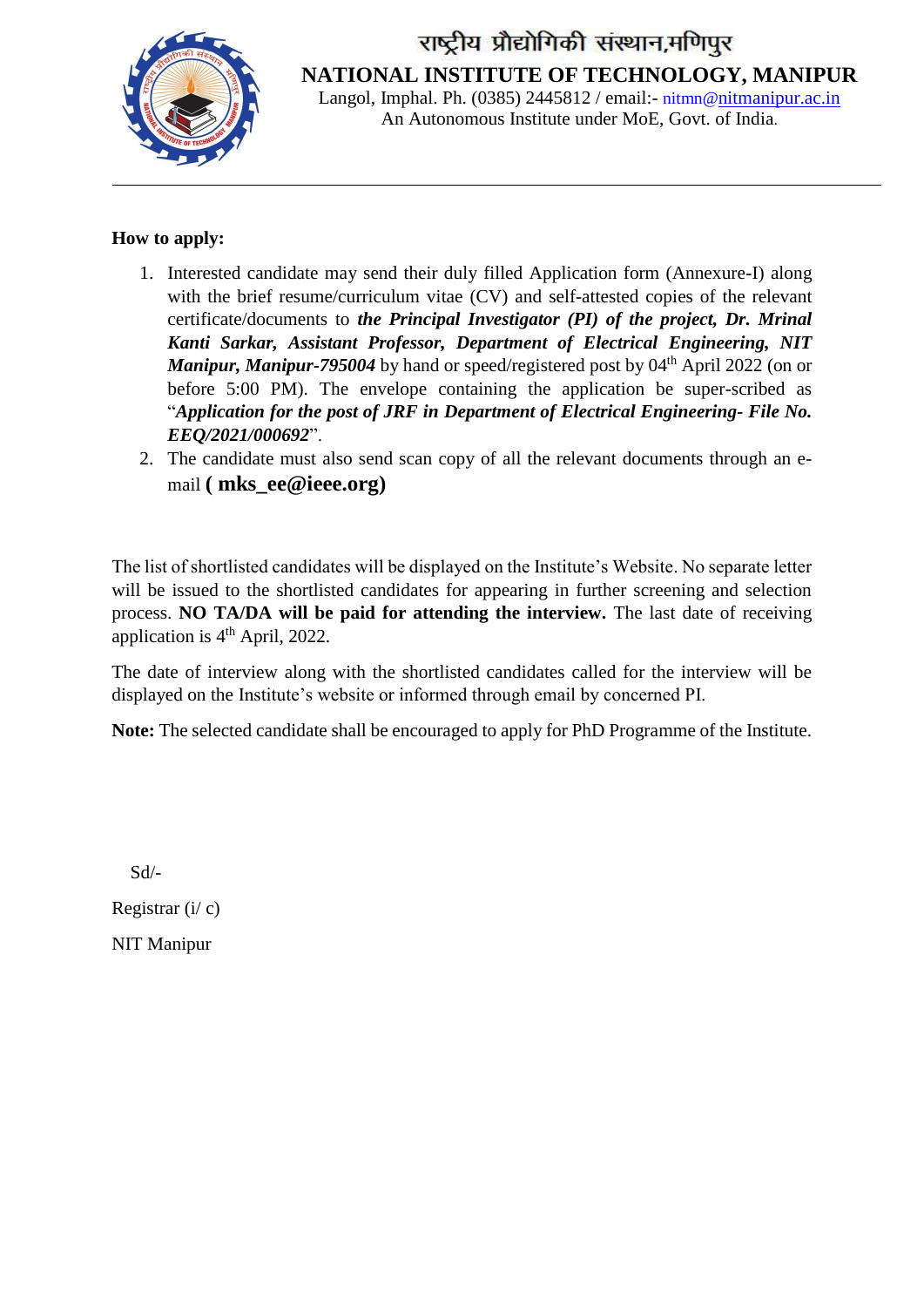राष्ट्रीय प्रौद्योगिकी संस्थान,मणिपुर

**NATIONAL INSTITUTE OF TECHNOLOGY, MANIPUR**

Langol, Imphal. Ph. (0385) 2445812 / email:- nitmn@nitmanipur.ac.in

An Autonomous Institute under MoE, Govt. of India.

---

**How to apply:**

1. Interested candidate may send their duly filled Application form (Annexure-I) along with the brief resume/curriculum vitae (CV) and self-attested copies of the relevant certificate/documents to ***the Principal Investigator (PI) of the project, Dr. Mrinal Kanti Sarkar, Assistant Professor, Department of Electrical Engineering, NIT Manipur, Manipur-795004*** by hand or speed/registered post by 04th April 2022 (on or before 5:00 PM). The envelope containing the application be super-scribed as "***Application for the post of JRF in Department of Electrical Engineering- File No. EEQ/2021/000692***".
2. The candidate must also send scan copy of all the relevant documents through an e-mail **( mks_ee@ieee.org)**

The list of shortlisted candidates will be displayed on the Institute's Website. No separate letter will be issued to the shortlisted candidates for appearing in further screening and selection process. **NO TA/DA will be paid for attending the interview.** The last date of receiving application is 4th April, 2022.

The date of interview along with the shortlisted candidates called for the interview will be displayed on the Institute's website or informed through email by concerned PI.

**Note:** The selected candidate shall be encouraged to apply for PhD Programme of the Institute.

Sd/-

Registrar (i/ c)

NIT Manipur